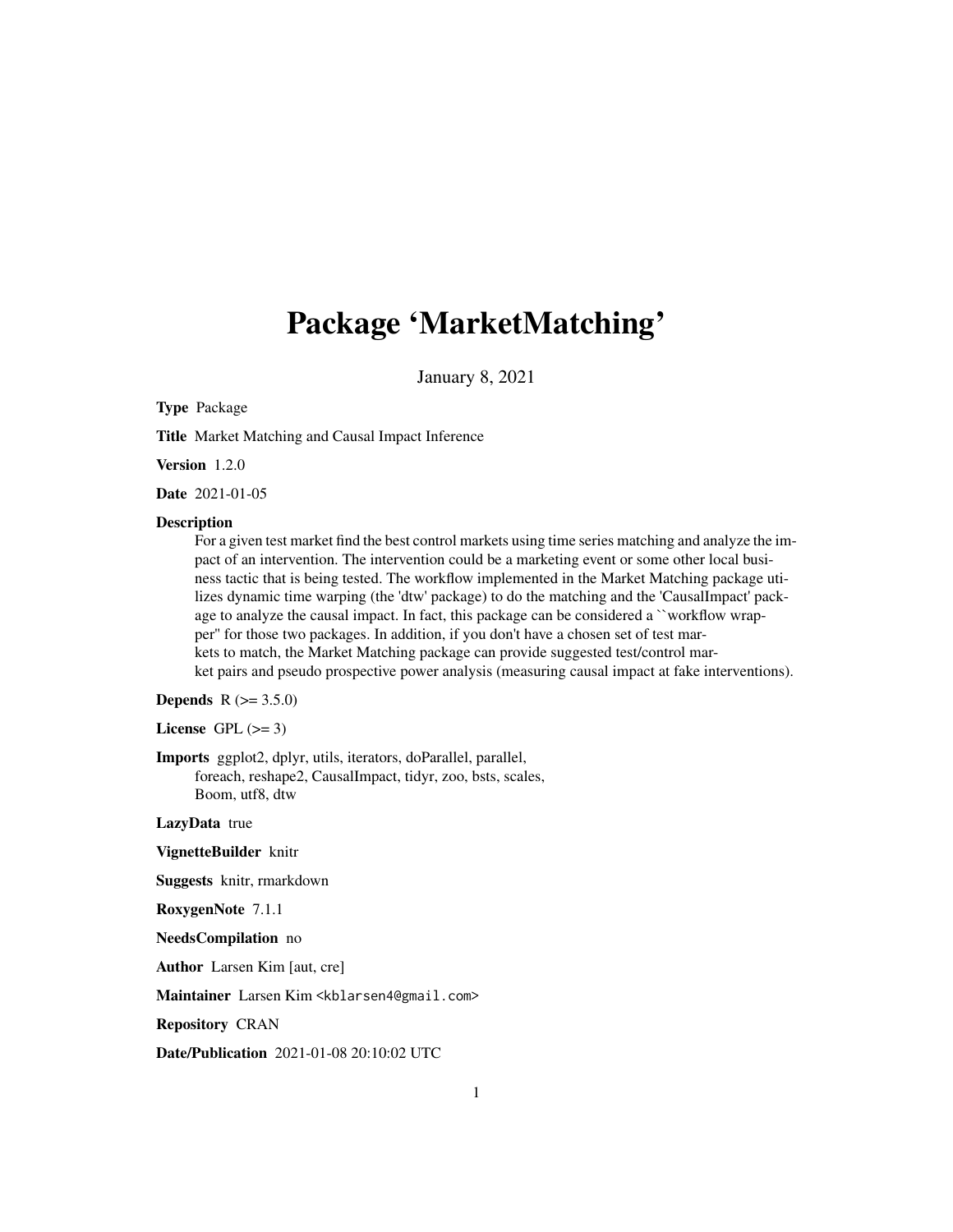# Package 'MarketMatching'

January 8, 2021

**Type** Package

**Title** Market Matching and Causal Impact Inference

**Version** 1.2.0

**Date** 2021-01-05

**Description**
For a given test market find the best control markets using time series matching and analyze the impact of an intervention. The intervention could be a marketing event or some other local business tactic that is being tested. The workflow implemented in the Market Matching package utilizes dynamic time warping (the 'dtw' package) to do the matching and the 'CausalImpact' package to analyze the causal impact. In fact, this package can be considered a ``workflow wrapper'' for those two packages. In addition, if you don't have a chosen set of test markets to match, the Market Matching package can provide suggested test/control market pairs and pseudo prospective power analysis (measuring causal impact at fake interventions).

**Depends** R (>= 3.5.0)

**License** GPL (>= 3)

**Imports** ggplot2, dplyr, utils, iterators, doParallel, parallel, foreach, reshape2, CausalImpact, tidyr, zoo, bsts, scales, Boom, utf8, dtw

**LazyData** true

**VignetteBuilder** knitr

**Suggests** knitr, rmarkdown

**RoxygenNote** 7.1.1

**NeedsCompilation** no

**Author** Larsen Kim [aut, cre]

**Maintainer** Larsen Kim <kblarsen4@gmail.com>

**Repository** CRAN

**Date/Publication** 2021-01-08 20:10:02 UTC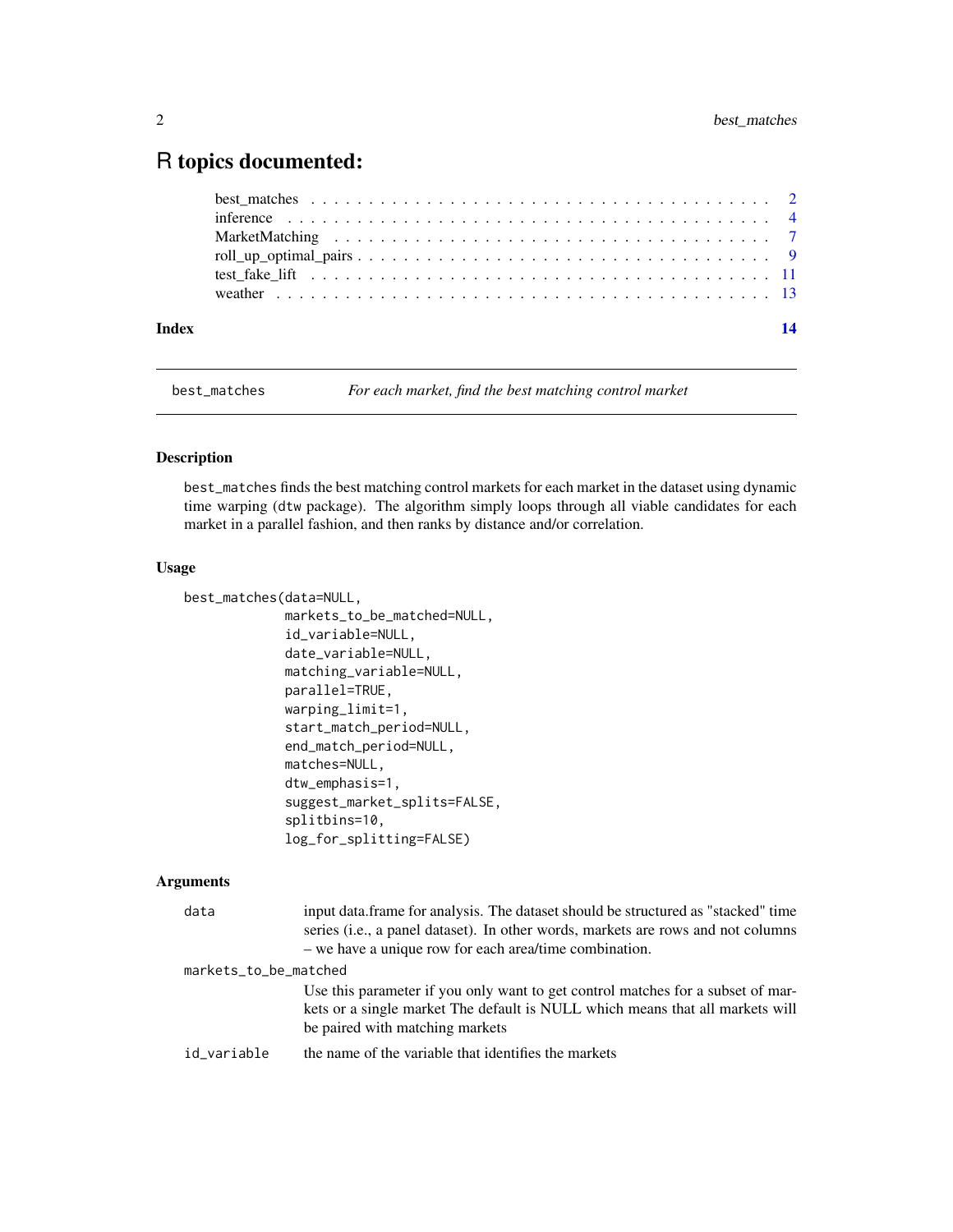# R topics documented:

| | |
|---|---|
| best_matches | 2 |
| inference | 4 |
| MarketMatching | 7 |
| roll_up_optimal_pairs | 9 |
| test_fake_lift | 11 |
| weather | 13 |
| **Index** | **14** |

---

## best_matches — *For each market, find the best matching control market*

### Description

best_matches finds the best matching control markets for each market in the dataset using dynamic time warping (dtw package). The algorithm simply loops through all viable candidates for each market in a parallel fashion, and then ranks by distance and/or correlation.

### Usage

```
best_matches(data=NULL,
             markets_to_be_matched=NULL,
             id_variable=NULL,
             date_variable=NULL,
             matching_variable=NULL,
             parallel=TRUE,
             warping_limit=1,
             start_match_period=NULL,
             end_match_period=NULL,
             matches=NULL,
             dtw_emphasis=1,
             suggest_market_splits=FALSE,
             splitbins=10,
             log_for_splitting=FALSE)
```

### Arguments

`data` input data.frame for analysis. The dataset should be structured as "stacked" time series (i.e., a panel dataset). In other words, markets are rows and not columns – we have a unique row for each area/time combination.

`markets_to_be_matched` Use this parameter if you only want to get control matches for a subset of markets or a single market The default is NULL which means that all markets will be paired with matching markets

`id_variable` the name of the variable that identifies the markets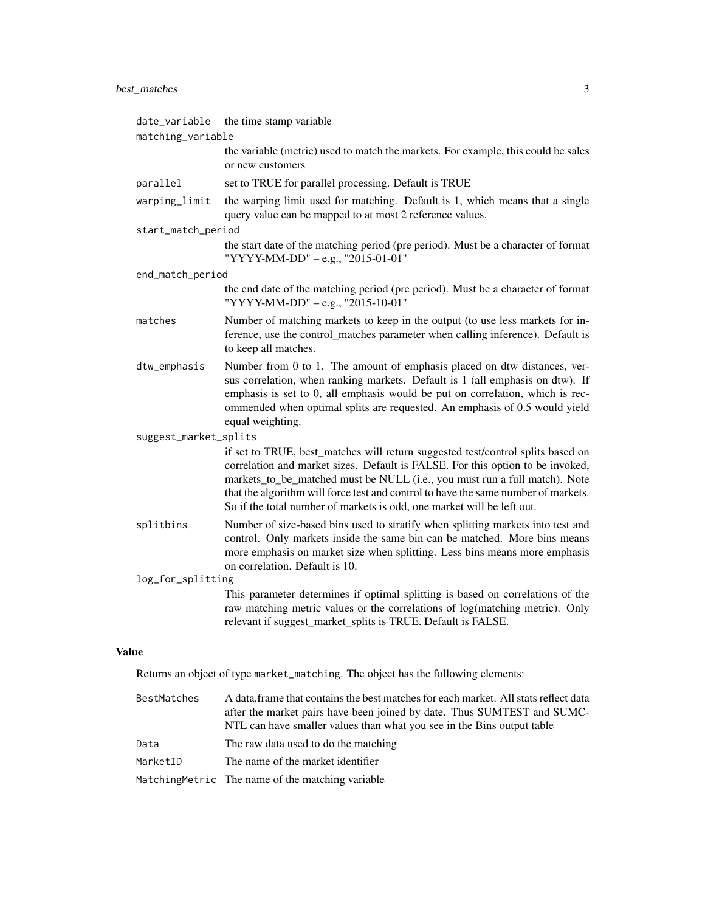| | |
|---|---|
| date_variable | the time stamp variable |
| matching_variable | the variable (metric) used to match the markets. For example, this could be sales or new customers |
| parallel | set to TRUE for parallel processing. Default is TRUE |
| warping_limit | the warping limit used for matching. Default is 1, which means that a single query value can be mapped to at most 2 reference values. |
| start_match_period | the start date of the matching period (pre period). Must be a character of format "YYYY-MM-DD" – e.g., "2015-01-01" |
| end_match_period | the end date of the matching period (pre period). Must be a character of format "YYYY-MM-DD" – e.g., "2015-10-01" |
| matches | Number of matching markets to keep in the output (to use less markets for inference, use the control_matches parameter when calling inference). Default is to keep all matches. |
| dtw_emphasis | Number from 0 to 1. The amount of emphasis placed on dtw distances, versus correlation, when ranking markets. Default is 1 (all emphasis on dtw). If emphasis is set to 0, all emphasis would be put on correlation, which is recommended when optimal splits are requested. An emphasis of 0.5 would yield equal weighting. |
| suggest_market_splits | if set to TRUE, best_matches will return suggested test/control splits based on correlation and market sizes. Default is FALSE. For this option to be invoked, markets_to_be_matched must be NULL (i.e., you must run a full match). Note that the algorithm will force test and control to have the same number of markets. So if the total number of markets is odd, one market will be left out. |
| splitbins | Number of size-based bins used to stratify when splitting markets into test and control. Only markets inside the same bin can be matched. More bins means more emphasis on market size when splitting. Less bins means more emphasis on correlation. Default is 10. |
| log_for_splitting | This parameter determines if optimal splitting is based on correlations of the raw matching metric values or the correlations of log(matching metric). Only relevant if suggest_market_splits is TRUE. Default is FALSE. |

## Value

Returns an object of type market_matching. The object has the following elements:

| | |
|---|---|
| BestMatches | A data.frame that contains the best matches for each market. All stats reflect data after the market pairs have been joined by date. Thus SUMTEST and SUMCNTL can have smaller values than what you see in the Bins output table |
| Data | The raw data used to do the matching |
| MarketID | The name of the market identifier |
| MatchingMetric | The name of the matching variable |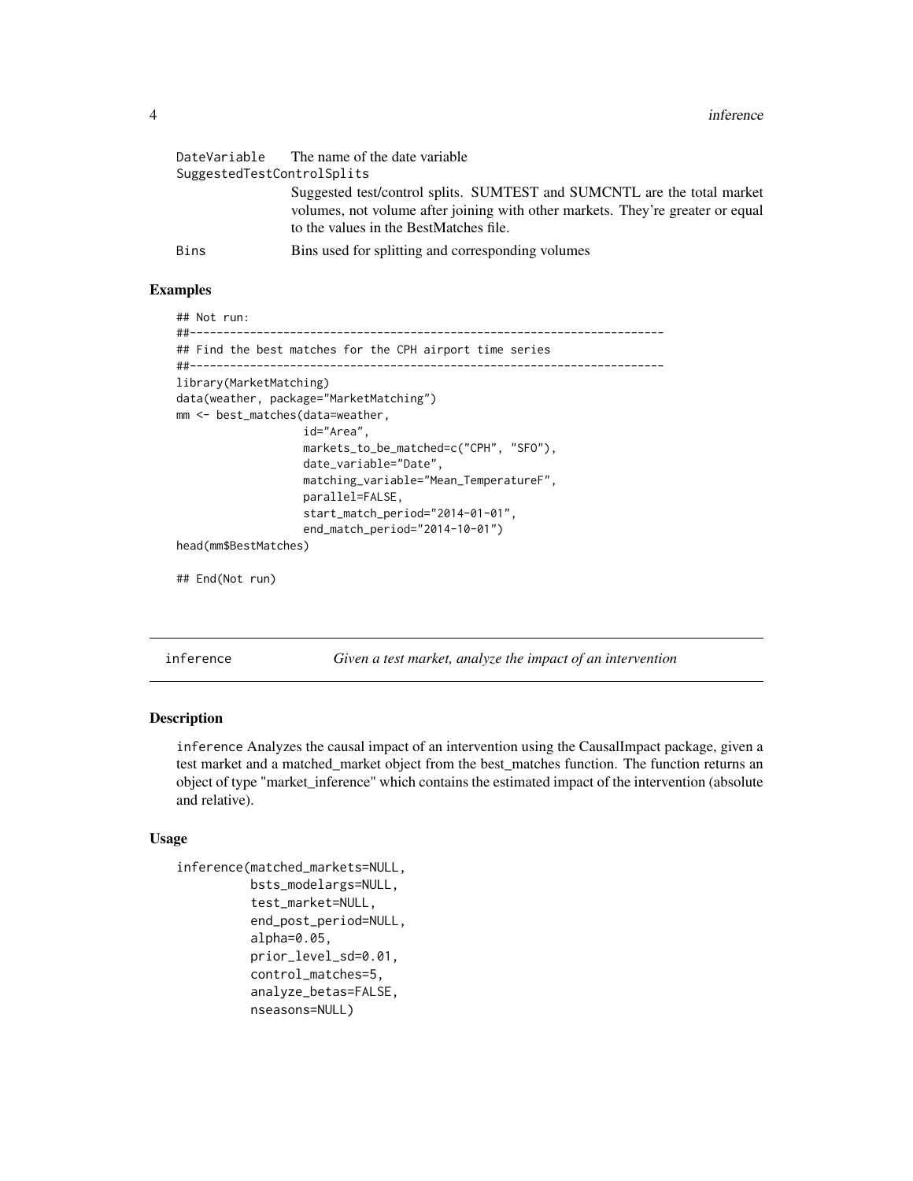| | |
|---|---|
| DateVariable | The name of the date variable |
| SuggestedTestControlSplits | Suggested test/control splits. SUMTEST and SUMCNTL are the total market volumes, not volume after joining with other markets. They're greater or equal to the values in the BestMatches file. |
| Bins | Bins used for splitting and corresponding volumes |

### Examples

```
## Not run:
##-----------------------------------------------------------------------
## Find the best matches for the CPH airport time series
##-----------------------------------------------------------------------
library(MarketMatching)
data(weather, package="MarketMatching")
mm <- best_matches(data=weather,
                   id="Area",
                   markets_to_be_matched=c("CPH", "SFO"),
                   date_variable="Date",
                   matching_variable="Mean_TemperatureF",
                   parallel=FALSE,
                   start_match_period="2014-01-01",
                   end_match_period="2014-10-01")
head(mm$BestMatches)

## End(Not run)
```

## inference — *Given a test market, analyze the impact of an intervention*

### Description

inference Analyzes the causal impact of an intervention using the CausalImpact package, given a test market and a matched_market object from the best_matches function. The function returns an object of type "market_inference" which contains the estimated impact of the intervention (absolute and relative).

### Usage

```
inference(matched_markets=NULL,
          bsts_modelargs=NULL,
          test_market=NULL,
          end_post_period=NULL,
          alpha=0.05,
          prior_level_sd=0.01,
          control_matches=5,
          analyze_betas=FALSE,
          nseasons=NULL)
```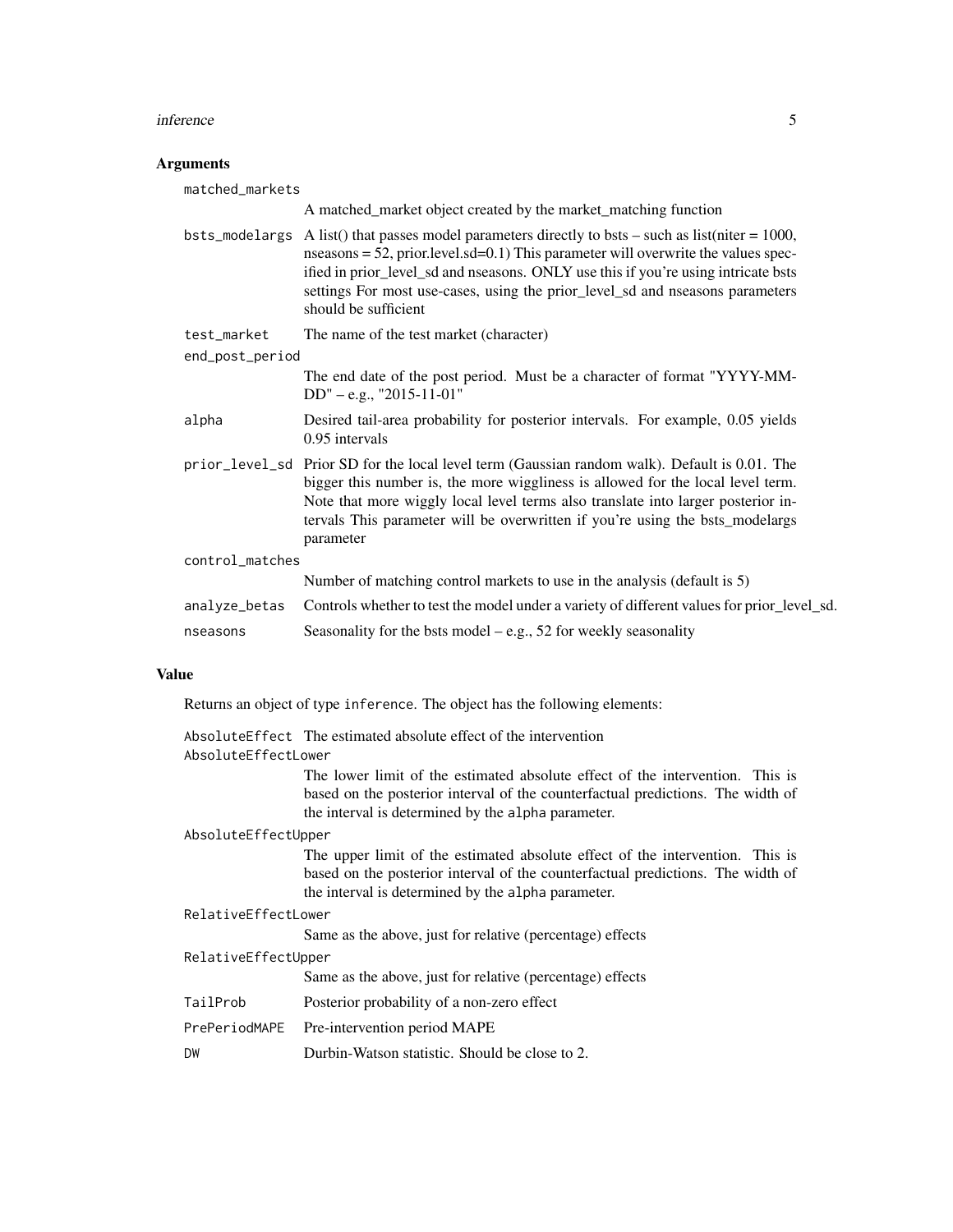### Arguments

**matched_markets**
: A matched_market object created by the market_matching function

**bsts_modelargs**
: A list() that passes model parameters directly to bsts – such as list(niter = 1000, nseasons = 52, prior.level.sd=0.1) This parameter will overwrite the values specified in prior_level_sd and nseasons. ONLY use this if you're using intricate bsts settings For most use-cases, using the prior_level_sd and nseasons parameters should be sufficient

**test_market**
: The name of the test market (character)

**end_post_period**
: The end date of the post period. Must be a character of format "YYYY-MM-DD" – e.g., "2015-11-01"

**alpha**
: Desired tail-area probability for posterior intervals. For example, 0.05 yields 0.95 intervals

**prior_level_sd**
: Prior SD for the local level term (Gaussian random walk). Default is 0.01. The bigger this number is, the more wiggliness is allowed for the local level term. Note that more wiggly local level terms also translate into larger posterior intervals This parameter will be overwritten if you're using the bsts_modelargs parameter

**control_matches**
: Number of matching control markets to use in the analysis (default is 5)

**analyze_betas**
: Controls whether to test the model under a variety of different values for prior_level_sd.

**nseasons**
: Seasonality for the bsts model – e.g., 52 for weekly seasonality

### Value

Returns an object of type `inference`. The object has the following elements:

**AbsoluteEffect**
: The estimated absolute effect of the intervention

**AbsoluteEffectLower**
: The lower limit of the estimated absolute effect of the intervention. This is based on the posterior interval of the counterfactual predictions. The width of the interval is determined by the `alpha` parameter.

**AbsoluteEffectUpper**
: The upper limit of the estimated absolute effect of the intervention. This is based on the posterior interval of the counterfactual predictions. The width of the interval is determined by the `alpha` parameter.

**RelativeEffectLower**
: Same as the above, just for relative (percentage) effects

**RelativeEffectUpper**
: Same as the above, just for relative (percentage) effects

**TailProb**
: Posterior probability of a non-zero effect

**PrePeriodMAPE**
: Pre-intervention period MAPE

**DW**
: Durbin-Watson statistic. Should be close to 2.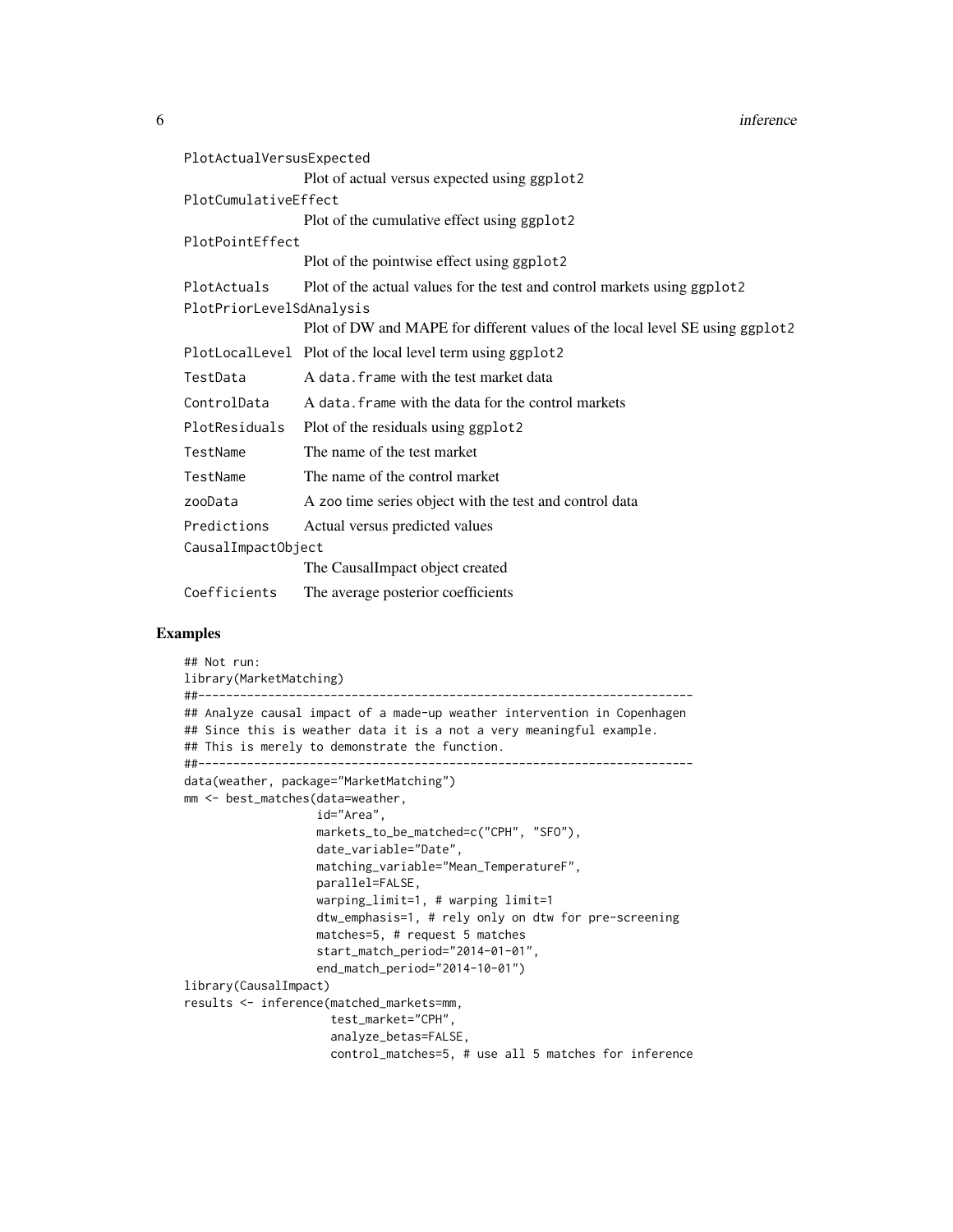| | |
|---|---|
| PlotActualVersusExpected | Plot of actual versus expected using ggplot2 |
| PlotCumulativeEffect | Plot of the cumulative effect using ggplot2 |
| PlotPointEffect | Plot of the pointwise effect using ggplot2 |
| PlotActuals | Plot of the actual values for the test and control markets using ggplot2 |
| PlotPriorLevelSdAnalysis | Plot of DW and MAPE for different values of the local level SE using ggplot2 |
| PlotLocalLevel | Plot of the local level term using ggplot2 |
| TestData | A data.frame with the test market data |
| ControlData | A data.frame with the data for the control markets |
| PlotResiduals | Plot of the residuals using ggplot2 |
| TestName | The name of the test market |
| TestName | The name of the control market |
| zooData | A zoo time series object with the test and control data |
| Predictions | Actual versus predicted values |
| CausalImpactObject | The CausalImpact object created |
| Coefficients | The average posterior coefficients |

## Examples

```
## Not run:
library(MarketMatching)
##-----------------------------------------------------------------------
## Analyze causal impact of a made-up weather intervention in Copenhagen
## Since this is weather data it is a not a very meaningful example.
## This is merely to demonstrate the function.
##-----------------------------------------------------------------------
data(weather, package="MarketMatching")
mm <- best_matches(data=weather,
                   id="Area",
                   markets_to_be_matched=c("CPH", "SFO"),
                   date_variable="Date",
                   matching_variable="Mean_TemperatureF",
                   parallel=FALSE,
                   warping_limit=1, # warping limit=1
                   dtw_emphasis=1, # rely only on dtw for pre-screening
                   matches=5, # request 5 matches
                   start_match_period="2014-01-01",
                   end_match_period="2014-10-01")
library(CausalImpact)
results <- inference(matched_markets=mm,
                     test_market="CPH",
                     analyze_betas=FALSE,
                     control_matches=5, # use all 5 matches for inference
```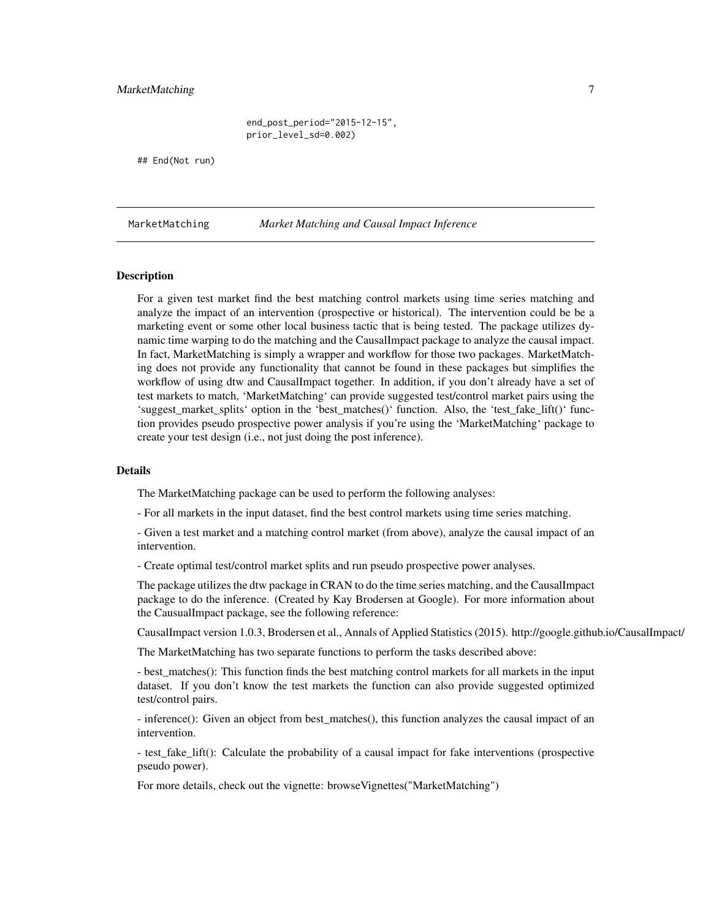```
                    end_post_period="2015-12-15",
                    prior_level_sd=0.002)

## End(Not run)
```

## MarketMatching — *Market Matching and Causal Impact Inference*

### Description

For a given test market find the best matching control markets using time series matching and analyze the impact of an intervention (prospective or historical). The intervention could be be a marketing event or some other local business tactic that is being tested. The package utilizes dynamic time warping to do the matching and the CausalImpact package to analyze the causal impact. In fact, MarketMatching is simply a wrapper and workflow for those two packages. MarketMatching does not provide any functionality that cannot be found in these packages but simplifies the workflow of using dtw and CausalImpact together. In addition, if you don't already have a set of test markets to match, 'MarketMatching' can provide suggested test/control market pairs using the 'suggest_market_splits' option in the 'best_matches()' function. Also, the 'test_fake_lift()' function provides pseudo prospective power analysis if you're using the 'MarketMatching' package to create your test design (i.e., not just doing the post inference).

### Details

The MarketMatching package can be used to perform the following analyses:

- For all markets in the input dataset, find the best control markets using time series matching.

- Given a test market and a matching control market (from above), analyze the causal impact of an intervention.

- Create optimal test/control market splits and run pseudo prospective power analyses.

The package utilizes the dtw package in CRAN to do the time series matching, and the CausalImpact package to do the inference. (Created by Kay Brodersen at Google). For more information about the CausualImpact package, see the following reference:

CausalImpact version 1.0.3, Brodersen et al., Annals of Applied Statistics (2015). http://google.github.io/CausalImpact/

The MarketMatching has two separate functions to perform the tasks described above:

- best_matches(): This function finds the best matching control markets for all markets in the input dataset. If you don't know the test markets the function can also provide suggested optimized test/control pairs.

- inference(): Given an object from best_matches(), this function analyzes the causal impact of an intervention.

- test_fake_lift(): Calculate the probability of a causal impact for fake interventions (prospective pseudo power).

For more details, check out the vignette: browseVignettes("MarketMatching")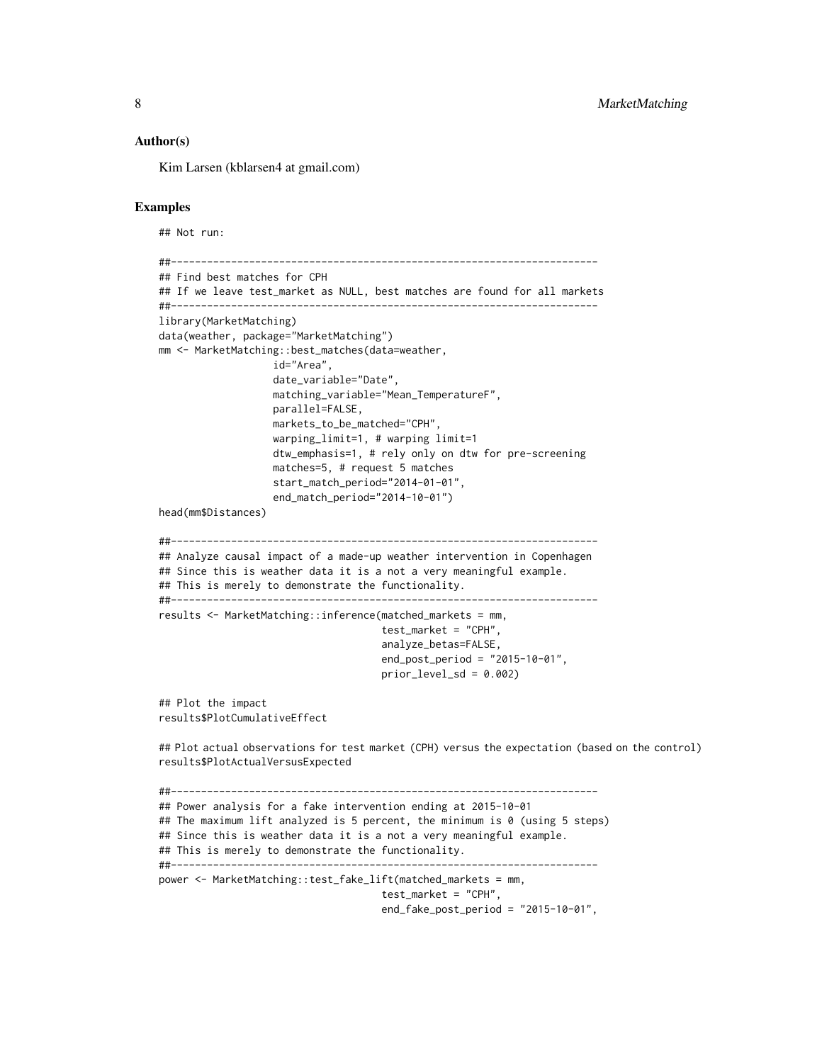### Author(s)

Kim Larsen (kblarsen4 at gmail.com)

### Examples

```
## Not run:

##-----------------------------------------------------------------------
## Find best matches for CPH
## If we leave test_market as NULL, best matches are found for all markets
##-----------------------------------------------------------------------
library(MarketMatching)
data(weather, package="MarketMatching")
mm <- MarketMatching::best_matches(data=weather,
                   id="Area",
                   date_variable="Date",
                   matching_variable="Mean_TemperatureF",
                   parallel=FALSE,
                   markets_to_be_matched="CPH",
                   warping_limit=1, # warping limit=1
                   dtw_emphasis=1, # rely only on dtw for pre-screening
                   matches=5, # request 5 matches
                   start_match_period="2014-01-01",
                   end_match_period="2014-10-01")
head(mm$Distances)

##-----------------------------------------------------------------------
## Analyze causal impact of a made-up weather intervention in Copenhagen
## Since this is weather data it is a not a very meaningful example.
## This is merely to demonstrate the functionality.
##-----------------------------------------------------------------------
results <- MarketMatching::inference(matched_markets = mm,
                                     test_market = "CPH",
                                     analyze_betas=FALSE,
                                     end_post_period = "2015-10-01",
                                     prior_level_sd = 0.002)

## Plot the impact
results$PlotCumulativeEffect

## Plot actual observations for test market (CPH) versus the expectation (based on the control)
results$PlotActualVersusExpected

##-----------------------------------------------------------------------
## Power analysis for a fake intervention ending at 2015-10-01
## The maximum lift analyzed is 5 percent, the minimum is 0 (using 5 steps)
## Since this is weather data it is a not a very meaningful example.
## This is merely to demonstrate the functionality.
##-----------------------------------------------------------------------
power <- MarketMatching::test_fake_lift(matched_markets = mm,
                                     test_market = "CPH",
                                     end_fake_post_period = "2015-10-01",
```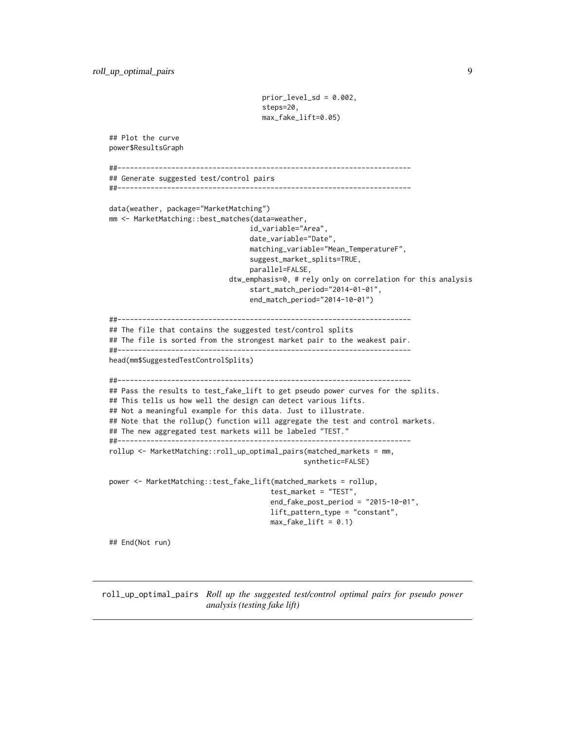```
                                    prior_level_sd = 0.002,
                                    steps=20,
                                    max_fake_lift=0.05)

## Plot the curve
power$ResultsGraph

##-----------------------------------------------------------------------
## Generate suggested test/control pairs
##-----------------------------------------------------------------------

data(weather, package="MarketMatching")
mm <- MarketMatching::best_matches(data=weather,
                                  id_variable="Area",
                                  date_variable="Date",
                                  matching_variable="Mean_TemperatureF",
                                  suggest_market_splits=TRUE,
                                  parallel=FALSE,
                              dtw_emphasis=0, # rely only on correlation for this analysis
                                  start_match_period="2014-01-01",
                                  end_match_period="2014-10-01")

##-----------------------------------------------------------------------
## The file that contains the suggested test/control splits
## The file is sorted from the strongest market pair to the weakest pair.
##-----------------------------------------------------------------------
head(mm$SuggestedTestControlSplits)

##-----------------------------------------------------------------------
## Pass the results to test_fake_lift to get pseudo power curves for the splits.
## This tells us how well the design can detect various lifts.
## Not a meaningful example for this data. Just to illustrate.
## Note that the rollup() function will aggregate the test and control markets.
## The new aggregated test markets will be labeled "TEST."
##-----------------------------------------------------------------------
rollup <- MarketMatching::roll_up_optimal_pairs(matched_markets = mm,
                                                synthetic=FALSE)

power <- MarketMatching::test_fake_lift(matched_markets = rollup,
                                        test_market = "TEST",
                                        end_fake_post_period = "2015-10-01",
                                        lift_pattern_type = "constant",
                                        max_fake_lift = 0.1)

## End(Not run)
```

---

roll_up_optimal_pairs    *Roll up the suggested test/control optimal pairs for pseudo power analysis (testing fake lift)*

---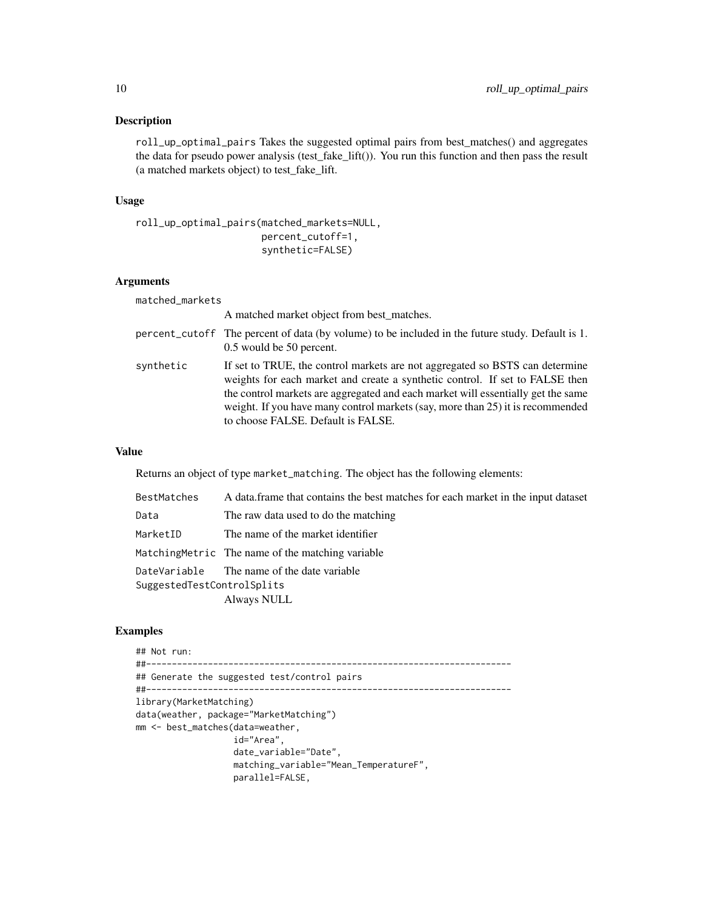## Description

roll_up_optimal_pairs Takes the suggested optimal pairs from best_matches() and aggregates the data for pseudo power analysis (test_fake_lift()). You run this function and then pass the result (a matched markets object) to test_fake_lift.

## Usage

```
roll_up_optimal_pairs(matched_markets=NULL,
                      percent_cutoff=1,
                      synthetic=FALSE)
```

## Arguments

| | |
|---|---|
| matched_markets | A matched market object from best_matches. |
| percent_cutoff | The percent of data (by volume) to be included in the future study. Default is 1. 0.5 would be 50 percent. |
| synthetic | If set to TRUE, the control markets are not aggregated so BSTS can determine weights for each market and create a synthetic control. If set to FALSE then the control markets are aggregated and each market will essentially get the same weight. If you have many control markets (say, more than 25) it is recommended to choose FALSE. Default is FALSE. |

## Value

Returns an object of type market_matching. The object has the following elements:

| | |
|---|---|
| BestMatches | A data.frame that contains the best matches for each market in the input dataset |
| Data | The raw data used to do the matching |
| MarketID | The name of the market identifier |
| MatchingMetric | The name of the matching variable |
| DateVariable | The name of the date variable |
| SuggestedTestControlSplits | Always NULL |

## Examples

```
## Not run:
##-----------------------------------------------------------------------
## Generate the suggested test/control pairs
##-----------------------------------------------------------------------
library(MarketMatching)
data(weather, package="MarketMatching")
mm <- best_matches(data=weather,
                   id="Area",
                   date_variable="Date",
                   matching_variable="Mean_TemperatureF",
                   parallel=FALSE,
```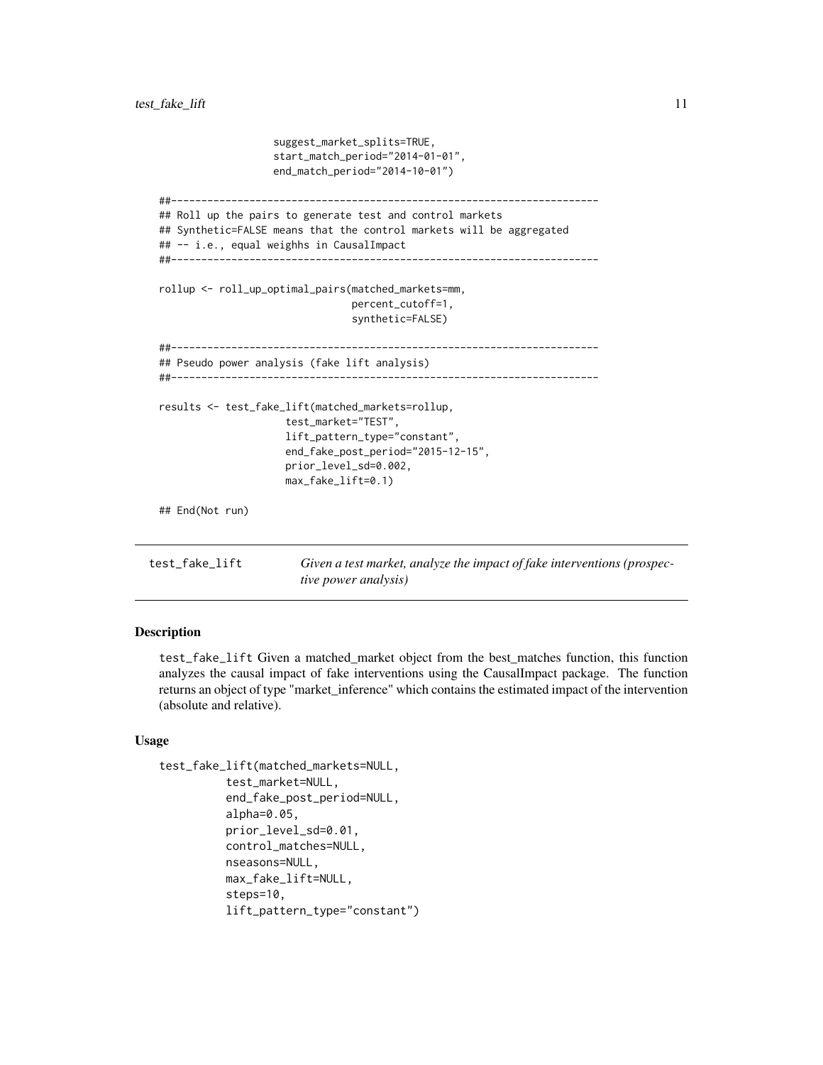```
                    suggest_market_splits=TRUE,
                    start_match_period="2014-01-01",
                    end_match_period="2014-10-01")

##-----------------------------------------------------------------------
## Roll up the pairs to generate test and control markets
## Synthetic=FALSE means that the control markets will be aggregated
## -- i.e., equal weighhs in CausalImpact
##-----------------------------------------------------------------------

rollup <- roll_up_optimal_pairs(matched_markets=mm,
                                percent_cutoff=1,
                                synthetic=FALSE)

##-----------------------------------------------------------------------
## Pseudo power analysis (fake lift analysis)
##-----------------------------------------------------------------------

results <- test_fake_lift(matched_markets=rollup,
                     test_market="TEST",
                     lift_pattern_type="constant",
                     end_fake_post_period="2015-12-15",
                     prior_level_sd=0.002,
                     max_fake_lift=0.1)

## End(Not run)
```

## test_fake_lift — *Given a test market, analyze the impact of fake interventions (prospective power analysis)*

### Description

test_fake_lift Given a matched_market object from the best_matches function, this function analyzes the causal impact of fake interventions using the CausalImpact package. The function returns an object of type "market_inference" which contains the estimated impact of the intervention (absolute and relative).

### Usage

```
test_fake_lift(matched_markets=NULL,
          test_market=NULL,
          end_fake_post_period=NULL,
          alpha=0.05,
          prior_level_sd=0.01,
          control_matches=NULL,
          nseasons=NULL,
          max_fake_lift=NULL,
          steps=10,
          lift_pattern_type="constant")
```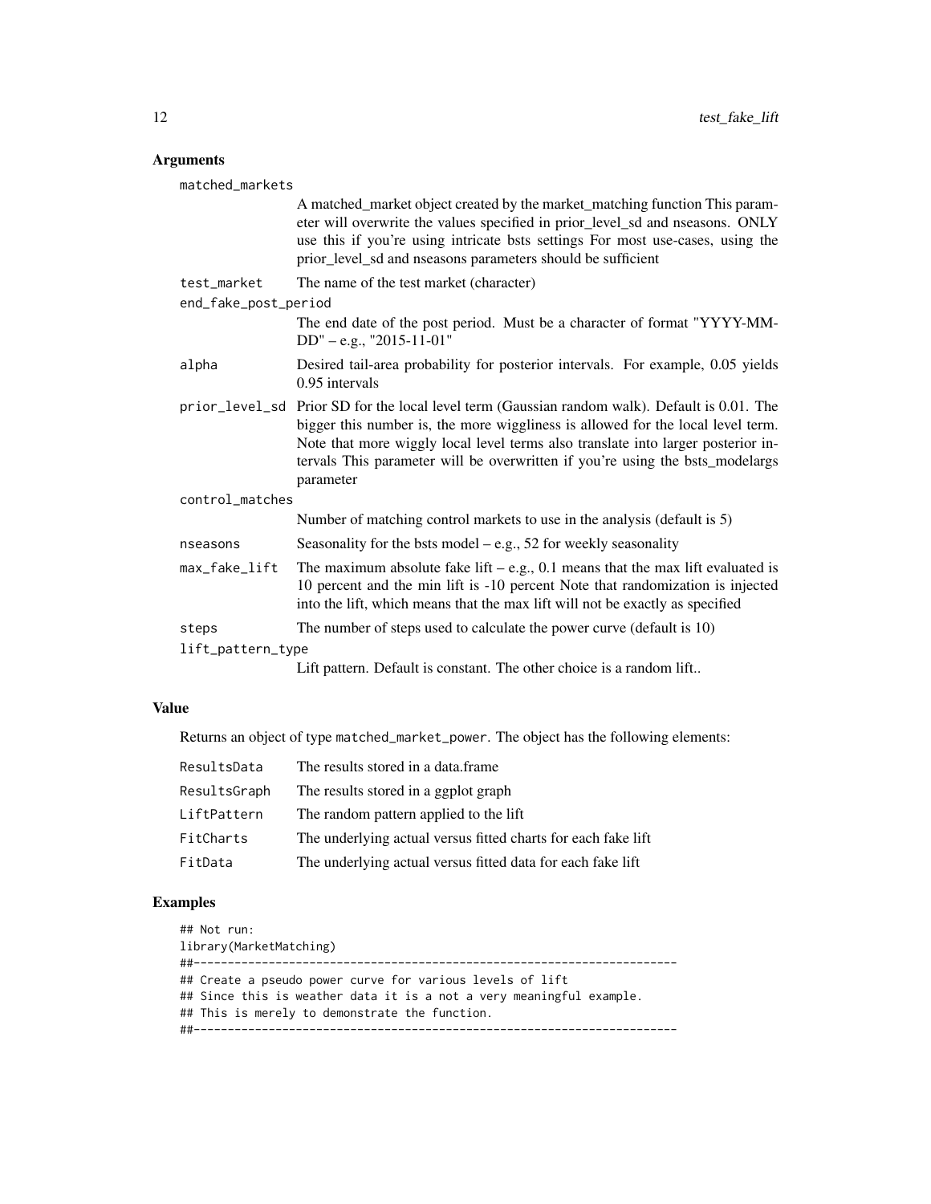## Arguments

| | |
|---|---|
| `matched_markets` | A matched_market object created by the market_matching function This parameter will overwrite the values specified in prior_level_sd and nseasons. ONLY use this if you're using intricate bsts settings For most use-cases, using the prior_level_sd and nseasons parameters should be sufficient |
| `test_market` | The name of the test market (character) |
| `end_fake_post_period` | The end date of the post period. Must be a character of format "YYYY-MM-DD" – e.g., "2015-11-01" |
| `alpha` | Desired tail-area probability for posterior intervals. For example, 0.05 yields 0.95 intervals |
| `prior_level_sd` | Prior SD for the local level term (Gaussian random walk). Default is 0.01. The bigger this number is, the more wiggliness is allowed for the local level term. Note that more wiggly local level terms also translate into larger posterior intervals This parameter will be overwritten if you're using the bsts_modelargs parameter |
| `control_matches` | Number of matching control markets to use in the analysis (default is 5) |
| `nseasons` | Seasonality for the bsts model – e.g., 52 for weekly seasonality |
| `max_fake_lift` | The maximum absolute fake lift – e.g., 0.1 means that the max lift evaluated is 10 percent and the min lift is -10 percent Note that randomization is injected into the lift, which means that the max lift will not be exactly as specified |
| `steps` | The number of steps used to calculate the power curve (default is 10) |
| `lift_pattern_type` | Lift pattern. Default is constant. The other choice is a random lift.. |

## Value

Returns an object of type `matched_market_power`. The object has the following elements:

| | |
|---|---|
| `ResultsData` | The results stored in a data.frame |
| `ResultsGraph` | The results stored in a ggplot graph |
| `LiftPattern` | The random pattern applied to the lift |
| `FitCharts` | The underlying actual versus fitted charts for each fake lift |
| `FitData` | The underlying actual versus fitted data for each fake lift |

## Examples

```
## Not run:
library(MarketMatching)
##-----------------------------------------------------------------------
## Create a pseudo power curve for various levels of lift
## Since this is weather data it is a not a very meaningful example.
## This is merely to demonstrate the function.
##-----------------------------------------------------------------------
```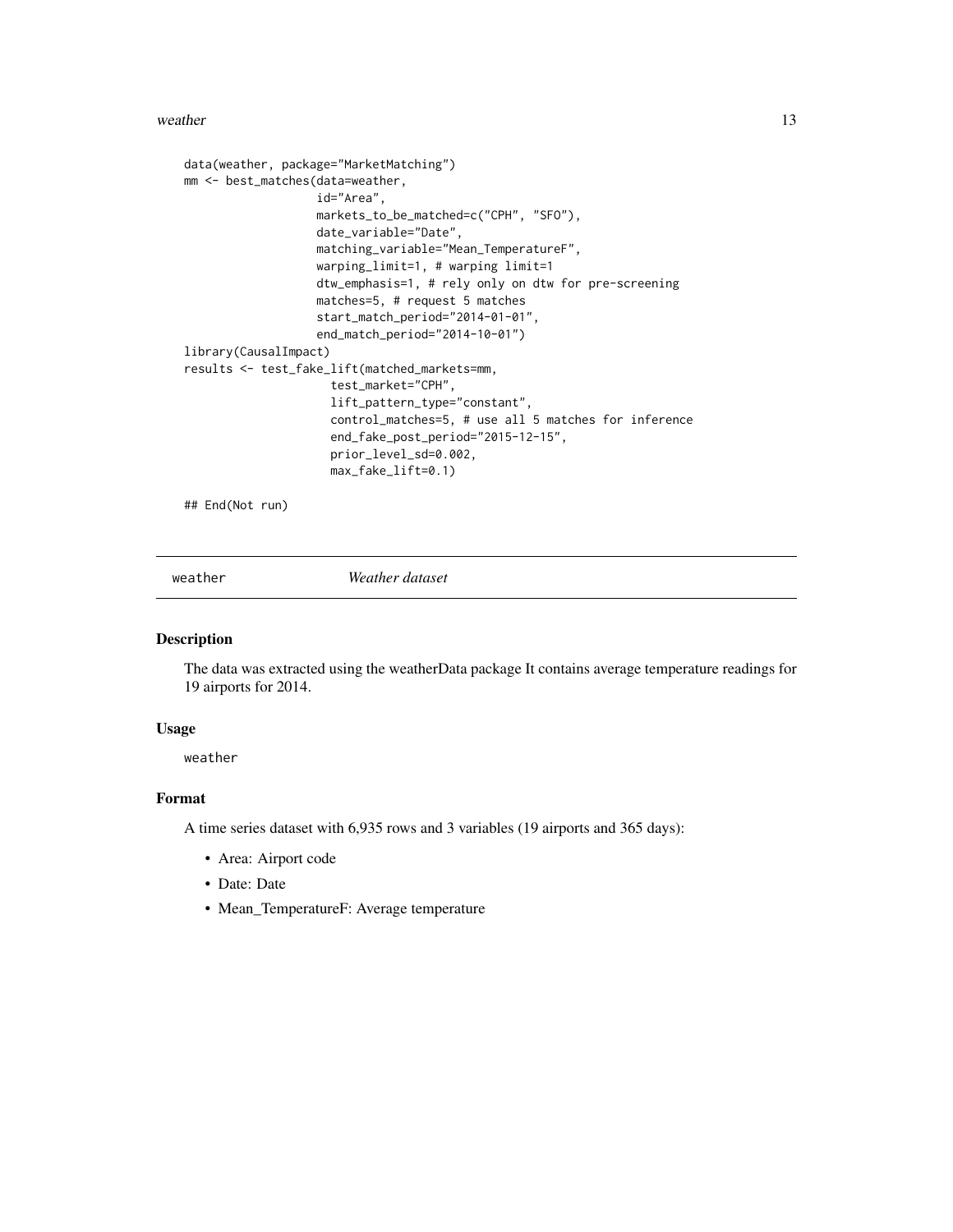```
data(weather, package="MarketMatching")
mm <- best_matches(data=weather,
                   id="Area",
                   markets_to_be_matched=c("CPH", "SFO"),
                   date_variable="Date",
                   matching_variable="Mean_TemperatureF",
                   warping_limit=1, # warping limit=1
                   dtw_emphasis=1, # rely only on dtw for pre-screening
                   matches=5, # request 5 matches
                   start_match_period="2014-01-01",
                   end_match_period="2014-10-01")
library(CausalImpact)
results <- test_fake_lift(matched_markets=mm,
                     test_market="CPH",
                     lift_pattern_type="constant",
                     control_matches=5, # use all 5 matches for inference
                     end_fake_post_period="2015-12-15",
                     prior_level_sd=0.002,
                     max_fake_lift=0.1)

## End(Not run)
```

## weather — *Weather dataset*

### Description

The data was extracted using the weatherData package It contains average temperature readings for 19 airports for 2014.

### Usage

`weather`

### Format

A time series dataset with 6,935 rows and 3 variables (19 airports and 365 days):

- Area: Airport code
- Date: Date
- Mean_TemperatureF: Average temperature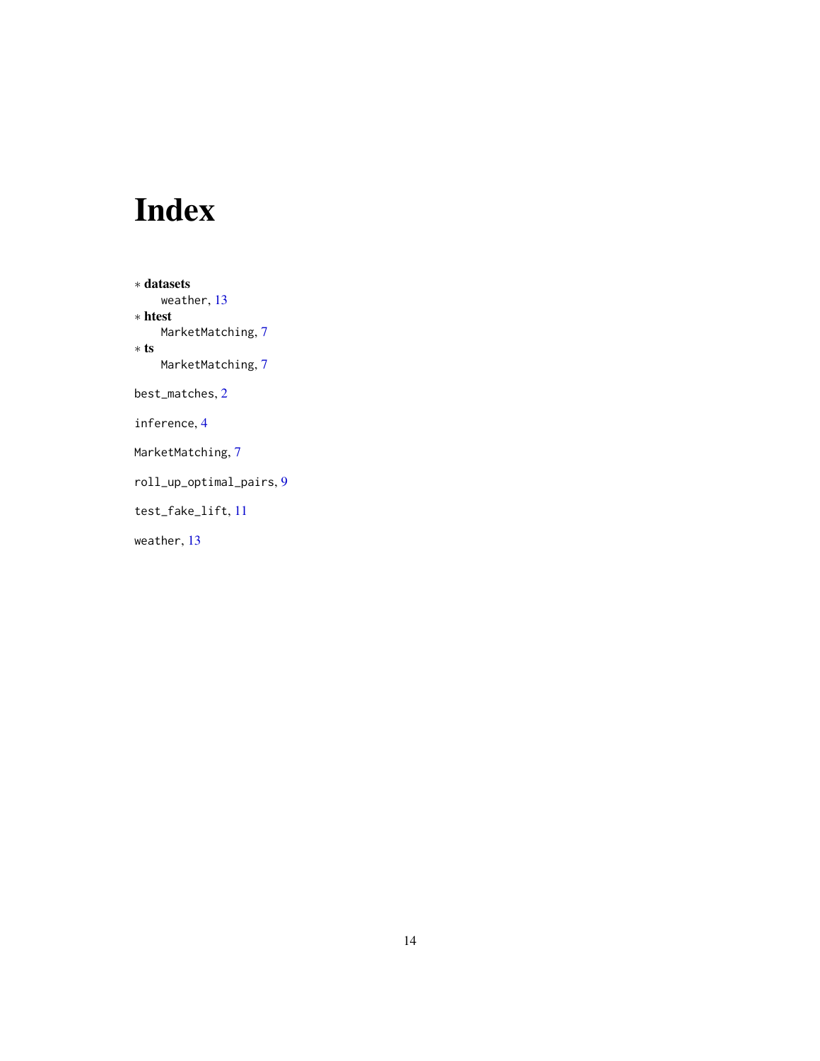# Index

∗ **datasets**
  weather, 13
∗ **htest**
  MarketMatching, 7
∗ **ts**
  MarketMatching, 7

best_matches, 2

inference, 4

MarketMatching, 7

roll_up_optimal_pairs, 9

test_fake_lift, 11

weather, 13